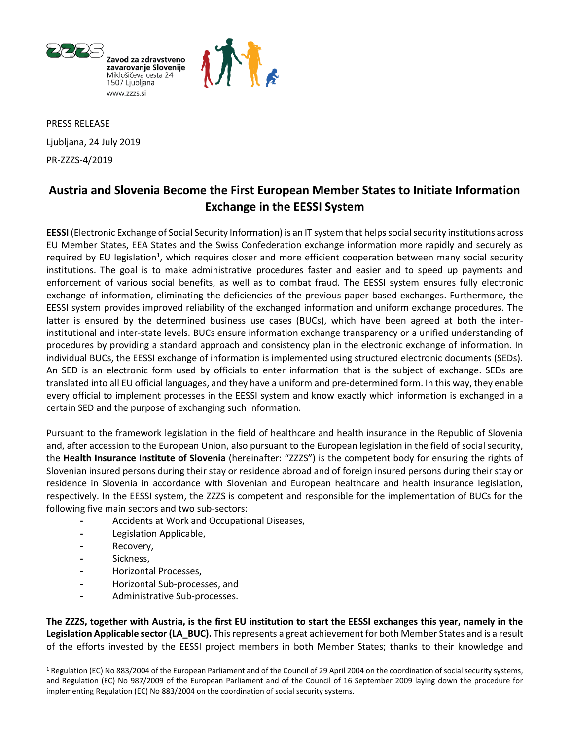Zavod za zdravstveno zavarovanje Slovenije
Miklošičeva cesta 24
1507 Ljubljana
www.zzzs.si

PRESS RELEASE

Ljubljana, 24 July 2019

PR-ZZZS-4/2019

# Austria and Slovenia Become the First European Member States to Initiate Information Exchange in the EESSI System

**EESSI** (Electronic Exchange of Social Security Information) is an IT system that helps social security institutions across EU Member States, EEA States and the Swiss Confederation exchange information more rapidly and securely as required by EU legislation[1], which requires closer and more efficient cooperation between many social security institutions. The goal is to make administrative procedures faster and easier and to speed up payments and enforcement of various social benefits, as well as to combat fraud. The EESSI system ensures fully electronic exchange of information, eliminating the deficiencies of the previous paper-based exchanges. Furthermore, the EESSI system provides improved reliability of the exchanged information and uniform exchange procedures. The latter is ensured by the determined business use cases (BUCs), which have been agreed at both the inter-institutional and inter-state levels. BUCs ensure information exchange transparency or a unified understanding of procedures by providing a standard approach and consistency plan in the electronic exchange of information. In individual BUCs, the EESSI exchange of information is implemented using structured electronic documents (SEDs). An SED is an electronic form used by officials to enter information that is the subject of exchange. SEDs are translated into all EU official languages, and they have a uniform and pre-determined form. In this way, they enable every official to implement processes in the EESSI system and know exactly which information is exchanged in a certain SED and the purpose of exchanging such information.

Pursuant to the framework legislation in the field of healthcare and health insurance in the Republic of Slovenia and, after accession to the European Union, also pursuant to the European legislation in the field of social security, the **Health Insurance Institute of Slovenia** (hereinafter: "ZZZS") is the competent body for ensuring the rights of Slovenian insured persons during their stay or residence abroad and of foreign insured persons during their stay or residence in Slovenia in accordance with Slovenian and European healthcare and health insurance legislation, respectively. In the EESSI system, the ZZZS is competent and responsible for the implementation of BUCs for the following five main sectors and two sub-sectors:

- Accidents at Work and Occupational Diseases,
- Legislation Applicable,
- Recovery,
- Sickness,
- Horizontal Processes,
- Horizontal Sub-processes, and
- Administrative Sub-processes.

**The ZZZS, together with Austria, is the first EU institution to start the EESSI exchanges this year, namely in the Legislation Applicable sector (LA_BUC).** This represents a great achievement for both Member States and is a result of the efforts invested by the EESSI project members in both Member States; thanks to their knowledge and

[1] Regulation (EC) No 883/2004 of the European Parliament and of the Council of 29 April 2004 on the coordination of social security systems, and Regulation (EC) No 987/2009 of the European Parliament and of the Council of 16 September 2009 laying down the procedure for implementing Regulation (EC) No 883/2004 on the coordination of social security systems.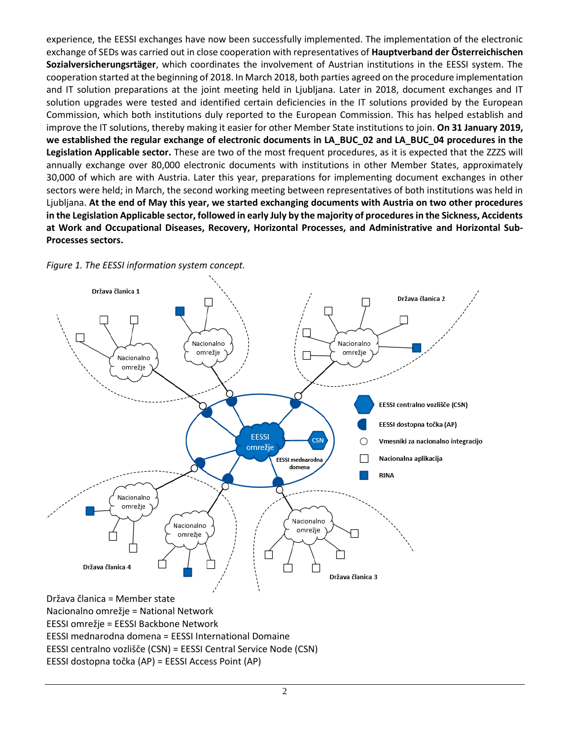experience, the EESSI exchanges have now been successfully implemented. The implementation of the electronic exchange of SEDs was carried out in close cooperation with representatives of **Hauptverband der Österreichischen Sozialversicherungsrtäger**, which coordinates the involvement of Austrian institutions in the EESSI system. The cooperation started at the beginning of 2018. In March 2018, both parties agreed on the procedure implementation and IT solution preparations at the joint meeting held in Ljubljana. Later in 2018, document exchanges and IT solution upgrades were tested and identified certain deficiencies in the IT solutions provided by the European Commission, which both institutions duly reported to the European Commission. This has helped establish and improve the IT solutions, thereby making it easier for other Member State institutions to join. **On 31 January 2019, we established the regular exchange of electronic documents in LA_BUC_02 and LA_BUC_04 procedures in the Legislation Applicable sector.** These are two of the most frequent procedures, as it is expected that the ZZZS will annually exchange over 80,000 electronic documents with institutions in other Member States, approximately 30,000 of which are with Austria. Later this year, preparations for implementing document exchanges in other sectors were held; in March, the second working meeting between representatives of both institutions was held in Ljubljana. **At the end of May this year, we started exchanging documents with Austria on two other procedures in the Legislation Applicable sector, followed in early July by the majority of procedures in the Sickness, Accidents at Work and Occupational Diseases, Recovery, Horizontal Processes, and Administrative and Horizontal Sub-Processes sectors.**

*Figure 1. The EESSI information system concept.*

Država članica = Member state
Nacionalno omrežje = National Network
EESSI omrežje = EESSI Backbone Network
EESSI mednarodna domena = EESSI International Domaine
EESSI centralno vozlišče (CSN) = EESSI Central Service Node (CSN)
EESSI dostopna točka (AP) = EESSI Access Point (AP)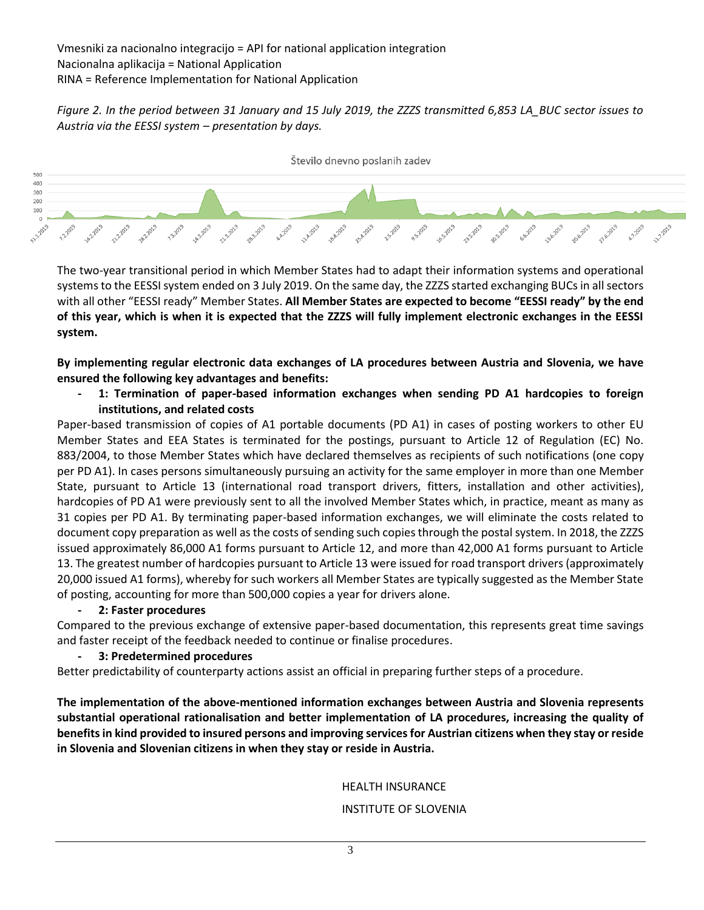Vmesniki za nacionalno integracijo = API for national application integration
Nacionalna aplikacija = National Application
RINA = Reference Implementation for National Application

*Figure 2. In the period between 31 January and 15 July 2019, the ZZZS transmitted 6,853 LA_BUC sector issues to Austria via the EESSI system – presentation by days.*

Število dnevno poslanih zadev

500
400
300
200
100
0

31.1.2019 7.2.2019 14.2.2019 21.2.2019 28.2.2019 7.3.2019 14.3.2019 21.3.2019 28.3.2019 4.4.2019 11.4.2019 18.4.2019 25.4.2019 2.5.2019 9.5.2019 16.5.2019 23.5.2019 30.5.2019 6.6.2019 13.6.2019 20.6.2019 27.6.2019 4.7.2019 11.7.2019

The two-year transitional period in which Member States had to adapt their information systems and operational systems to the EESSI system ended on 3 July 2019. On the same day, the ZZZS started exchanging BUCs in all sectors with all other "EESSI ready" Member States. **All Member States are expected to become "EESSI ready" by the end of this year, which is when it is expected that the ZZZS will fully implement electronic exchanges in the EESSI system.**

**By implementing regular electronic data exchanges of LA procedures between Austria and Slovenia, we have ensured the following key advantages and benefits:**

- **1: Termination of paper-based information exchanges when sending PD A1 hardcopies to foreign institutions, and related costs**

Paper-based transmission of copies of A1 portable documents (PD A1) in cases of posting workers to other EU Member States and EEA States is terminated for the postings, pursuant to Article 12 of Regulation (EC) No. 883/2004, to those Member States which have declared themselves as recipients of such notifications (one copy per PD A1). In cases persons simultaneously pursuing an activity for the same employer in more than one Member State, pursuant to Article 13 (international road transport drivers, fitters, installation and other activities), hardcopies of PD A1 were previously sent to all the involved Member States which, in practice, meant as many as 31 copies per PD A1. By terminating paper-based information exchanges, we will eliminate the costs related to document copy preparation as well as the costs of sending such copies through the postal system. In 2018, the ZZZS issued approximately 86,000 A1 forms pursuant to Article 12, and more than 42,000 A1 forms pursuant to Article 13. The greatest number of hardcopies pursuant to Article 13 were issued for road transport drivers (approximately 20,000 issued A1 forms), whereby for such workers all Member States are typically suggested as the Member State of posting, accounting for more than 500,000 copies a year for drivers alone.

- **2: Faster procedures**

Compared to the previous exchange of extensive paper-based documentation, this represents great time savings and faster receipt of the feedback needed to continue or finalise procedures.

- **3: Predetermined procedures**

Better predictability of counterparty actions assist an official in preparing further steps of a procedure.

**The implementation of the above-mentioned information exchanges between Austria and Slovenia represents substantial operational rationalisation and better implementation of LA procedures, increasing the quality of benefits in kind provided to insured persons and improving services for Austrian citizens when they stay or reside in Slovenia and Slovenian citizens in when they stay or reside in Austria.**

HEALTH INSURANCE

INSTITUTE OF SLOVENIA